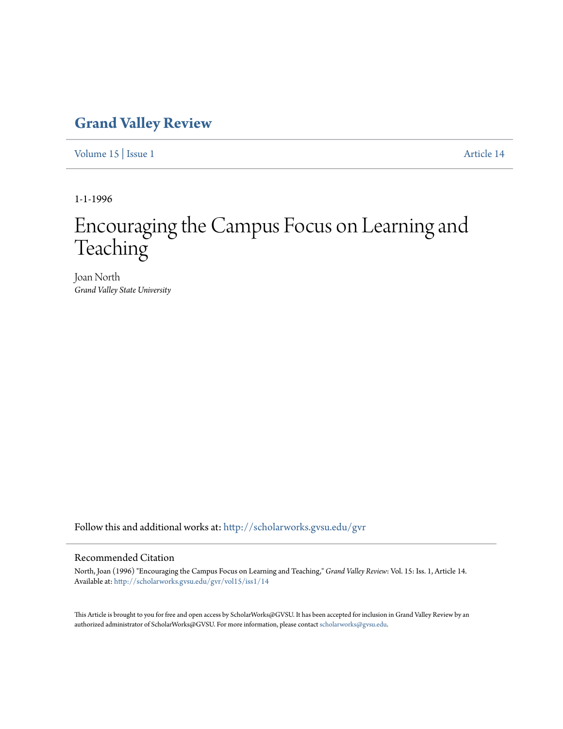# Grand Valley Review

Volume 15 | Issue 1 Article 14

1-1-1996

# Encouraging the Campus Focus on Learning and Teaching

Joan North
*Grand Valley State University*

Follow this and additional works at: http://scholarworks.gvsu.edu/gvr

## Recommended Citation

North, Joan (1996) "Encouraging the Campus Focus on Learning and Teaching," *Grand Valley Review*: Vol. 15: Iss. 1, Article 14.
Available at: http://scholarworks.gvsu.edu/gvr/vol15/iss1/14

This Article is brought to you for free and open access by ScholarWorks@GVSU. It has been accepted for inclusion in Grand Valley Review by an authorized administrator of ScholarWorks@GVSU. For more information, please contact scholarworks@gvsu.edu.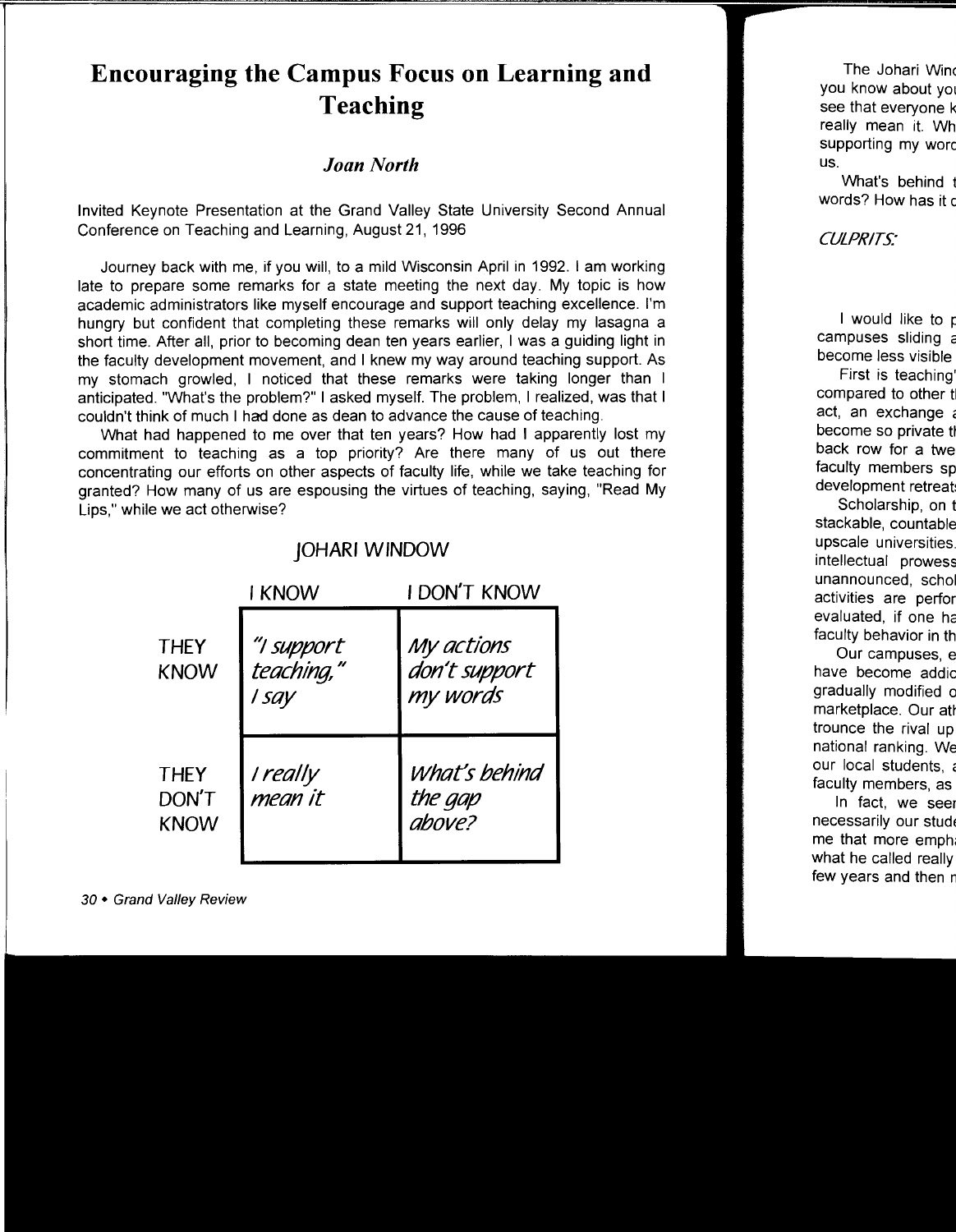# Encouraging the Campus Focus on Learning and Teaching

### *Joan North*

Invited Keynote Presentation at the Grand Valley State University Second Annual Conference on Teaching and Learning, August 21, 1996

Journey back with me, if you will, to a mild Wisconsin April in 1992. I am working late to prepare some remarks for a state meeting the next day. My topic is how academic administrators like myself encourage and support teaching excellence. I'm hungry but confident that completing these remarks will only delay my lasagna a short time. After all, prior to becoming dean ten years earlier, I was a guiding light in the faculty development movement, and I knew my way around teaching support. As my stomach growled, I noticed that these remarks were taking longer than I anticipated. "What's the problem?" I asked myself. The problem, I realized, was that I couldn't think of much I had done as dean to advance the cause of teaching.

What had happened to me over that ten years? How had I apparently lost my commitment to teaching as a top priority? Are there many of us out there concentrating our efforts on other aspects of faculty life, while we take teaching for granted? How many of us are espousing the virtues of teaching, saying, "Read My Lips," while we act otherwise?

JOHARI WINDOW

| | I KNOW | I DON'T KNOW |
|---|---|---|
| THEY KNOW | *"I support teaching," I say* | *My actions don't support my words* |
| THEY DON'T KNOW | *I really mean it* | *What's behind the gap above?* |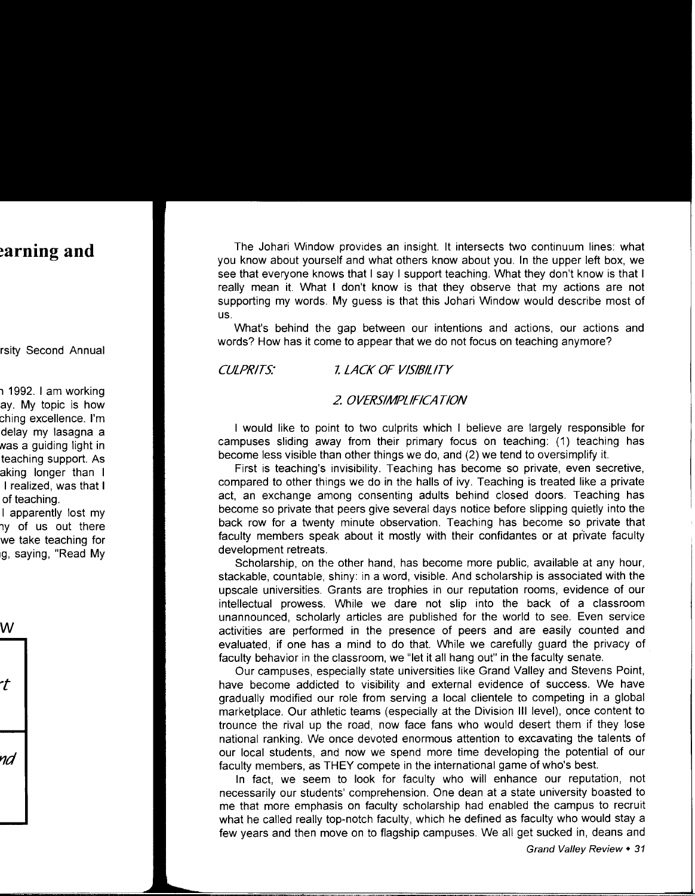The Johari Window provides an insight. It intersects two continuum lines: what you know about yourself and what others know about you. In the upper left box, we see that everyone knows that I say I support teaching. What they don't know is that I really mean it. What I don't know is that they observe that my actions are not supporting my words. My guess is that this Johari Window would describe most of us.

What's behind the gap between our intentions and actions, our actions and words? How has it come to appear that we do not focus on teaching anymore?

*CULPRITS:* *1. LACK OF VISIBILITY*

*2. OVERSIMPLIFICATION*

I would like to point to two culprits which I believe are largely responsible for campuses sliding away from their primary focus on teaching: (1) teaching has become less visible than other things we do, and (2) we tend to oversimplify it.

First is teaching's invisibility. Teaching has become so private, even secretive, compared to other things we do in the halls of ivy. Teaching is treated like a private act, an exchange among consenting adults behind closed doors. Teaching has become so private that peers give several days notice before slipping quietly into the back row for a twenty minute observation. Teaching has become so private that faculty members speak about it mostly with their confidantes or at private faculty development retreats.

Scholarship, on the other hand, has become more public, available at any hour, stackable, countable, shiny: in a word, visible. And scholarship is associated with the upscale universities. Grants are trophies in our reputation rooms, evidence of our intellectual prowess. While we dare not slip into the back of a classroom unannounced, scholarly articles are published for the world to see. Even service activities are performed in the presence of peers and are easily counted and evaluated, if one has a mind to do that. While we carefully guard the privacy of faculty behavior in the classroom, we "let it all hang out" in the faculty senate.

Our campuses, especially state universities like Grand Valley and Stevens Point, have become addicted to visibility and external evidence of success. We have gradually modified our role from serving a local clientele to competing in a global marketplace. Our athletic teams (especially at the Division III level), once content to trounce the rival up the road, now face fans who would desert them if they lose national ranking. We once devoted enormous attention to excavating the talents of our local students, and now we spend more time developing the potential of our faculty members, as THEY compete in the international game of who's best.

In fact, we seem to look for faculty who will enhance our reputation, not necessarily our students' comprehension. One dean at a state university boasted to me that more emphasis on faculty scholarship had enabled the campus to recruit what he called really top-notch faculty, which he defined as faculty who would stay a few years and then move on to flagship campuses. We all get sucked in, deans and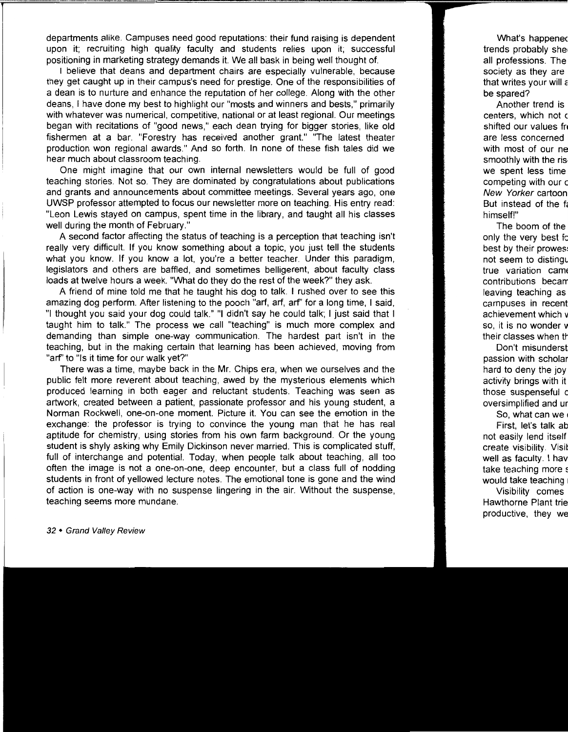departments alike. Campuses need good reputations: their fund raising is dependent upon it; recruiting high quality faculty and students relies upon it; successful positioning in marketing strategy demands it. We all bask in being well thought of.

I believe that deans and department chairs are especially vulnerable, because they get caught up in their campus's need for prestige. One of the responsibilities of a dean is to nurture and enhance the reputation of her college. Along with the other deans, I have done my best to highlight our "mosts and winners and bests," primarily with whatever was numerical, competitive, national or at least regional. Our meetings began with recitations of "good news," each dean trying for bigger stories, like old fishermen at a bar. "Forestry has received another grant." "The latest theater production won regional awards." And so forth. In none of these fish tales did we hear much about classroom teaching.

One might imagine that our own internal newsletters would be full of good teaching stories. Not so. They are dominated by congratulations about publications and grants and announcements about committee meetings. Several years ago, one UWSP professor attempted to focus our newsletter more on teaching. His entry read: "Leon Lewis stayed on campus, spent time in the library, and taught all his classes well during the month of February."

A second factor affecting the status of teaching is a perception that teaching isn't really very difficult. If you know something about a topic, you just tell the students what you know. If you know a lot, you're a better teacher. Under this paradigm, legislators and others are baffled, and sometimes belligerent, about faculty class loads at twelve hours a week. "What do they do the rest of the week?" they ask.

A friend of mine told me that he taught his dog to talk. I rushed over to see this amazing dog perform. After listening to the pooch "arf, arf, arf" for a long time, I said, "I thought you said your dog could talk." "I didn't say he could talk; I just said that I taught him to talk." The process we call "teaching" is much more complex and demanding than simple one-way communication. The hardest part isn't in the teaching, but in the making certain that learning has been achieved, moving from "arf" to "Is it time for our walk yet?"

There was a time, maybe back in the Mr. Chips era, when we ourselves and the public felt more reverent about teaching, awed by the mysterious elements which produced learning in both eager and reluctant students. Teaching was seen as artwork, created between a patient, passionate professor and his young student, a Norman Rockwell, one-on-one moment. Picture it. You can see the emotion in the exchange: the professor is trying to convince the young man that he has real aptitude for chemistry, using stories from his own farm background. Or the young student is shyly asking why Emily Dickinson never married. This is complicated stuff, full of interchange and potential. Today, when people talk about teaching, all too often the image is not a one-on-one, deep encounter, but a class full of nodding students in front of yellowed lecture notes. The emotional tone is gone and the wind of action is one-way with no suspense lingering in the air. Without the suspense, teaching seems more mundane.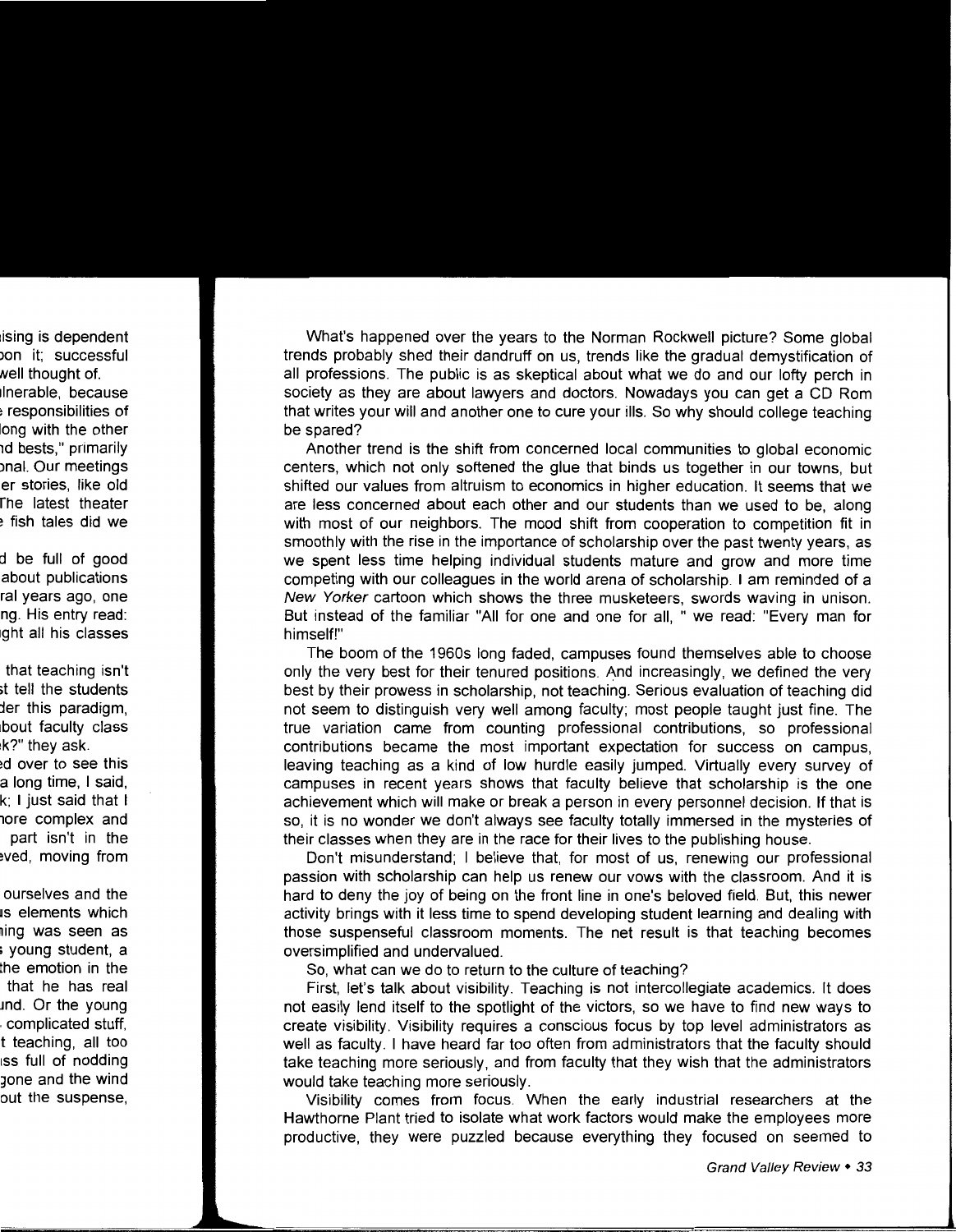What's happened over the years to the Norman Rockwell picture? Some global trends probably shed their dandruff on us, trends like the gradual demystification of all professions. The public is as skeptical about what we do and our lofty perch in society as they are about lawyers and doctors. Nowadays you can get a CD Rom that writes your will and another one to cure your ills. So why should college teaching be spared?

Another trend is the shift from concerned local communities to global economic centers, which not only softened the glue that binds us together in our towns, but shifted our values from altruism to economics in higher education. It seems that we are less concerned about each other and our students than we used to be, along with most of our neighbors. The mood shift from cooperation to competition fit in smoothly with the rise in the importance of scholarship over the past twenty years, as we spent less time helping individual students mature and grow and more time competing with our colleagues in the world arena of scholarship. I am reminded of a *New Yorker* cartoon which shows the three musketeers, swords waving in unison. But instead of the familiar "All for one and one for all, " we read: "Every man for himself!"

The boom of the 1960s long faded, campuses found themselves able to choose only the very best for their tenured positions. And increasingly, we defined the very best by their prowess in scholarship, not teaching. Serious evaluation of teaching did not seem to distinguish very well among faculty; most people taught just fine. The true variation came from counting professional contributions, so professional contributions became the most important expectation for success on campus, leaving teaching as a kind of low hurdle easily jumped. Virtually every survey of campuses in recent years shows that faculty believe that scholarship is the one achievement which will make or break a person in every personnel decision. If that is so, it is no wonder we don't always see faculty totally immersed in the mysteries of their classes when they are in the race for their lives to the publishing house.

Don't misunderstand; I believe that, for most of us, renewing our professional passion with scholarship can help us renew our vows with the classroom. And it is hard to deny the joy of being on the front line in one's beloved field. But, this newer activity brings with it less time to spend developing student learning and dealing with those suspenseful classroom moments. The net result is that teaching becomes oversimplified and undervalued.

So, what can we do to return to the culture of teaching?

First, let's talk about visibility. Teaching is not intercollegiate academics. It does not easily lend itself to the spotlight of the victors, so we have to find new ways to create visibility. Visibility requires a conscious focus by top level administrators as well as faculty. I have heard far too often from administrators that the faculty should take teaching more seriously, and from faculty that they wish that the administrators would take teaching more seriously.

Visibility comes from focus. When the early industrial researchers at the Hawthorne Plant tried to isolate what work factors would make the employees more productive, they were puzzled because everything they focused on seemed to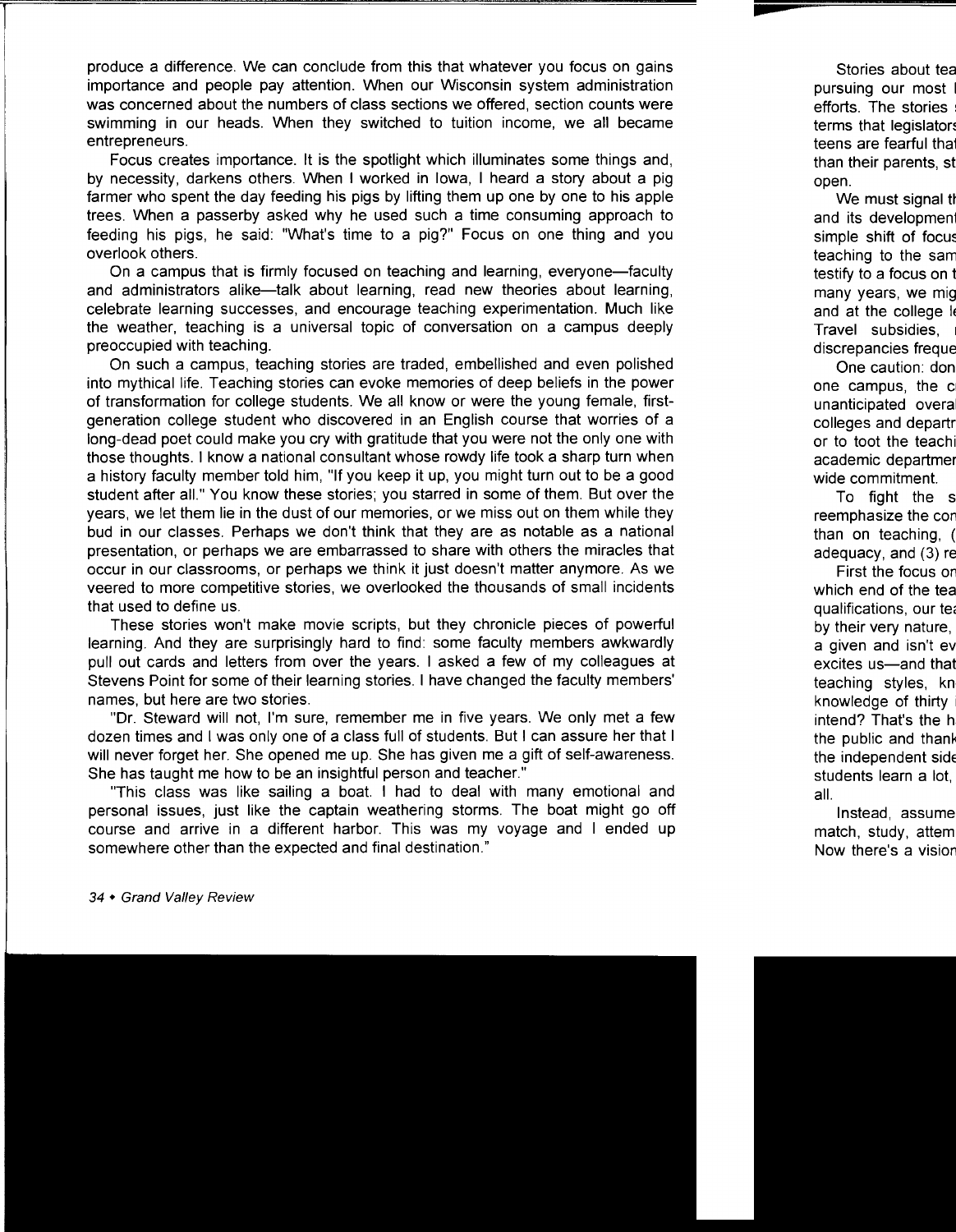produce a difference. We can conclude from this that whatever you focus on gains importance and people pay attention. When our Wisconsin system administration was concerned about the numbers of class sections we offered, section counts were swimming in our heads. When they switched to tuition income, we all became entrepreneurs.

Focus creates importance. It is the spotlight which illuminates some things and, by necessity, darkens others. When I worked in Iowa, I heard a story about a pig farmer who spent the day feeding his pigs by lifting them up one by one to his apple trees. When a passerby asked why he used such a time consuming approach to feeding his pigs, he said: "What's time to a pig?" Focus on one thing and you overlook others.

On a campus that is firmly focused on teaching and learning, everyone—faculty and administrators alike—talk about learning, read new theories about learning, celebrate learning successes, and encourage teaching experimentation. Much like the weather, teaching is a universal topic of conversation on a campus deeply preoccupied with teaching.

On such a campus, teaching stories are traded, embellished and even polished into mythical life. Teaching stories can evoke memories of deep beliefs in the power of transformation for college students. We all know or were the young female, first-generation college student who discovered in an English course that worries of a long-dead poet could make you cry with gratitude that you were not the only one with those thoughts. I know a national consultant whose rowdy life took a sharp turn when a history faculty member told him, "If you keep it up, you might turn out to be a good student after all." You know these stories; you starred in some of them. But over the years, we let them lie in the dust of our memories, or we miss out on them while they bud in our classes. Perhaps we don't think that they are as notable as a national presentation, or perhaps we are embarrassed to share with others the miracles that occur in our classrooms, or perhaps we think it just doesn't matter anymore. As we veered to more competitive stories, we overlooked the thousands of small incidents that used to define us.

These stories won't make movie scripts, but they chronicle pieces of powerful learning. And they are surprisingly hard to find: some faculty members awkwardly pull out cards and letters from over the years. I asked a few of my colleagues at Stevens Point for some of their learning stories. I have changed the faculty members' names, but here are two stories.

"Dr. Steward will not, I'm sure, remember me in five years. We only met a few dozen times and I was only one of a class full of students. But I can assure her that I will never forget her. She opened me up. She has given me a gift of self-awareness. She has taught me how to be an insightful person and teacher."

"This class was like sailing a boat. I had to deal with many emotional and personal issues, just like the captain weathering storms. The boat might go off course and arrive in a different harbor. This was my voyage and I ended up somewhere other than the expected and final destination."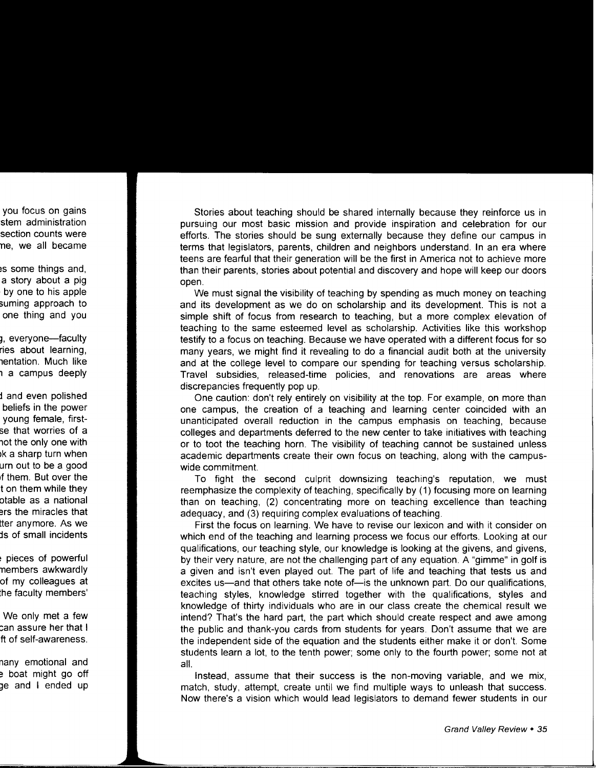Stories about teaching should be shared internally because they reinforce us in pursuing our most basic mission and provide inspiration and celebration for our efforts. The stories should be sung externally because they define our campus in terms that legislators, parents, children and neighbors understand. In an era where teens are fearful that their generation will be the first in America not to achieve more than their parents, stories about potential and discovery and hope will keep our doors open.

We must signal the visibility of teaching by spending as much money on teaching and its development as we do on scholarship and its development. This is not a simple shift of focus from research to teaching, but a more complex elevation of teaching to the same esteemed level as scholarship. Activities like this workshop testify to a focus on teaching. Because we have operated with a different focus for so many years, we might find it revealing to do a financial audit both at the university and at the college level to compare our spending for teaching versus scholarship. Travel subsidies, released-time policies, and renovations are areas where discrepancies frequently pop up.

One caution: don't rely entirely on visibility at the top. For example, on more than one campus, the creation of a teaching and learning center coincided with an unanticipated overall reduction in the campus emphasis on teaching, because colleges and departments deferred to the new center to take initiatives with teaching or to toot the teaching horn. The visibility of teaching cannot be sustained unless academic departments create their own focus on teaching, along with the campus-wide commitment.

To fight the second culprit downsizing teaching's reputation, we must reemphasize the complexity of teaching, specifically by (1) focusing more on learning than on teaching, (2) concentrating more on teaching excellence than teaching adequacy, and (3) requiring complex evaluations of teaching.

First the focus on learning. We have to revise our lexicon and with it consider on which end of the teaching and learning process we focus our efforts. Looking at our qualifications, our teaching style, our knowledge is looking at the givens, and givens, by their very nature, are not the challenging part of any equation. A "gimme" in golf is a given and isn't even played out. The part of life and teaching that tests us and excites us—and that others take note of—is the unknown part. Do our qualifications, teaching styles, knowledge stirred together with the qualifications, styles and knowledge of thirty individuals who are in our class create the chemical result we intend? That's the hard part, the part which should create respect and awe among the public and thank-you cards from students for years. Don't assume that we are the independent side of the equation and the students either make it or don't. Some students learn a lot, to the tenth power; some only to the fourth power; some not at all.

Instead, assume that their success is the non-moving variable, and we mix, match, study, attempt, create until we find multiple ways to unleash that success. Now there's a vision which would lead legislators to demand fewer students in our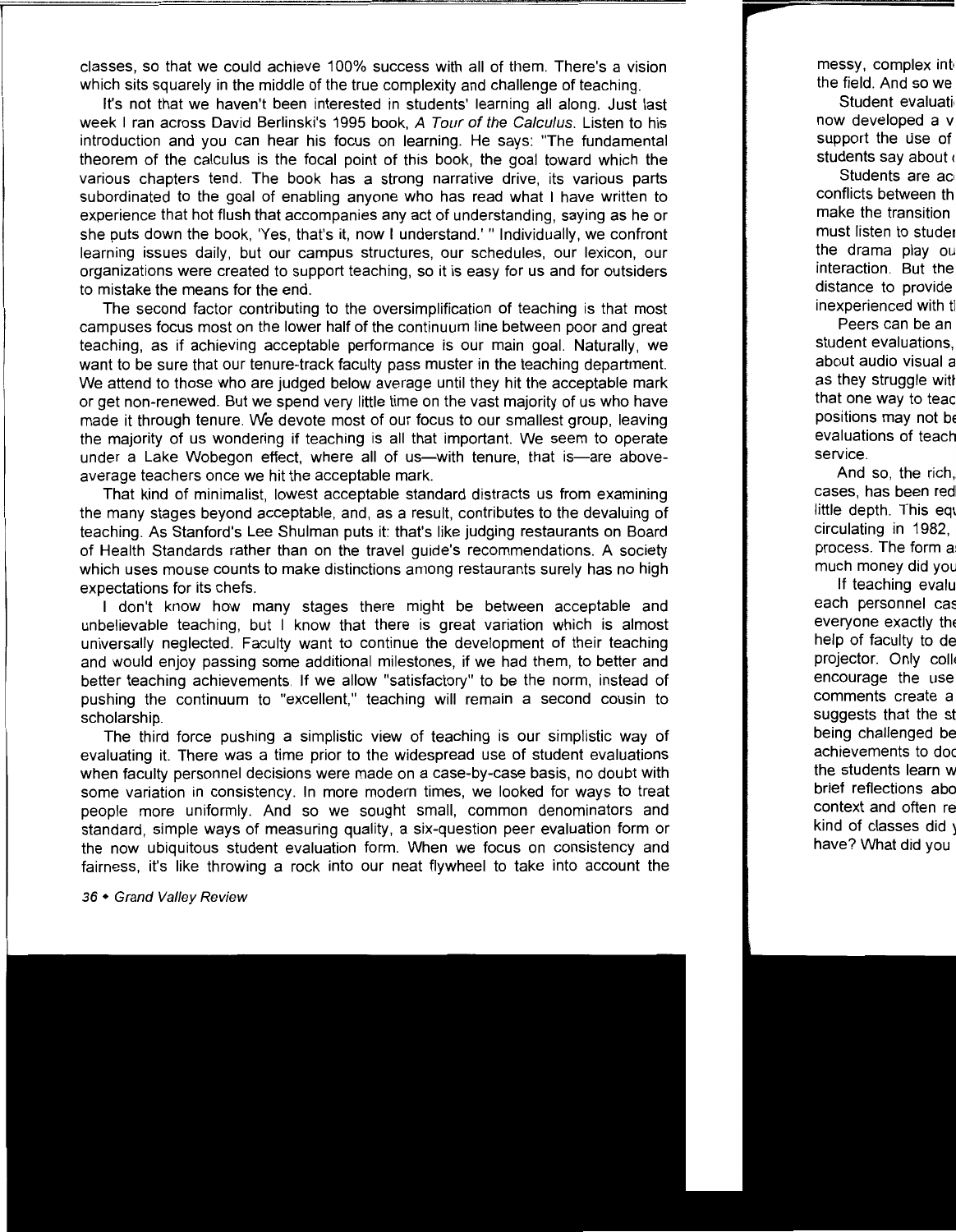classes, so that we could achieve 100% success with all of them. There's a vision which sits squarely in the middle of the true complexity and challenge of teaching.

It's not that we haven't been interested in students' learning all along. Just last week I ran across David Berlinski's 1995 book, *A Tour of the Calculus*. Listen to his introduction and you can hear his focus on learning. He says: "The fundamental theorem of the calculus is the focal point of this book, the goal toward which the various chapters tend. The book has a strong narrative drive, its various parts subordinated to the goal of enabling anyone who has read what I have written to experience that hot flush that accompanies any act of understanding, saying as he or she puts down the book, 'Yes, that's it, now I understand.' " Individually, we confront learning issues daily, but our campus structures, our schedules, our lexicon, our organizations were created to support teaching, so it is easy for us and for outsiders to mistake the means for the end.

The second factor contributing to the oversimplification of teaching is that most campuses focus most on the lower half of the continuum line between poor and great teaching, as if achieving acceptable performance is our main goal. Naturally, we want to be sure that our tenure-track faculty pass muster in the teaching department. We attend to those who are judged below average until they hit the acceptable mark or get non-renewed. But we spend very little time on the vast majority of us who have made it through tenure. We devote most of our focus to our smallest group, leaving the majority of us wondering if teaching is all that important. We seem to operate under a Lake Wobegon effect, where all of us—with tenure, that is—are above-average teachers once we hit the acceptable mark.

That kind of minimalist, lowest acceptable standard distracts us from examining the many stages beyond acceptable, and, as a result, contributes to the devaluing of teaching. As Stanford's Lee Shulman puts it: that's like judging restaurants on Board of Health Standards rather than on the travel guide's recommendations. A society which uses mouse counts to make distinctions among restaurants surely has no high expectations for its chefs.

I don't know how many stages there might be between acceptable and unbelievable teaching, but I know that there is great variation which is almost universally neglected. Faculty want to continue the development of their teaching and would enjoy passing some additional milestones, if we had them, to better and better teaching achievements. If we allow "satisfactory" to be the norm, instead of pushing the continuum to "excellent," teaching will remain a second cousin to scholarship.

The third force pushing a simplistic view of teaching is our simplistic way of evaluating it. There was a time prior to the widespread use of student evaluations when faculty personnel decisions were made on a case-by-case basis, no doubt with some variation in consistency. In more modern times, we looked for ways to treat people more uniformly. And so we sought small, common denominators and standard, simple ways of measuring quality, a six-question peer evaluation form or the now ubiquitous student evaluation form. When we focus on consistency and fairness, it's like throwing a rock into our neat flywheel to take into account the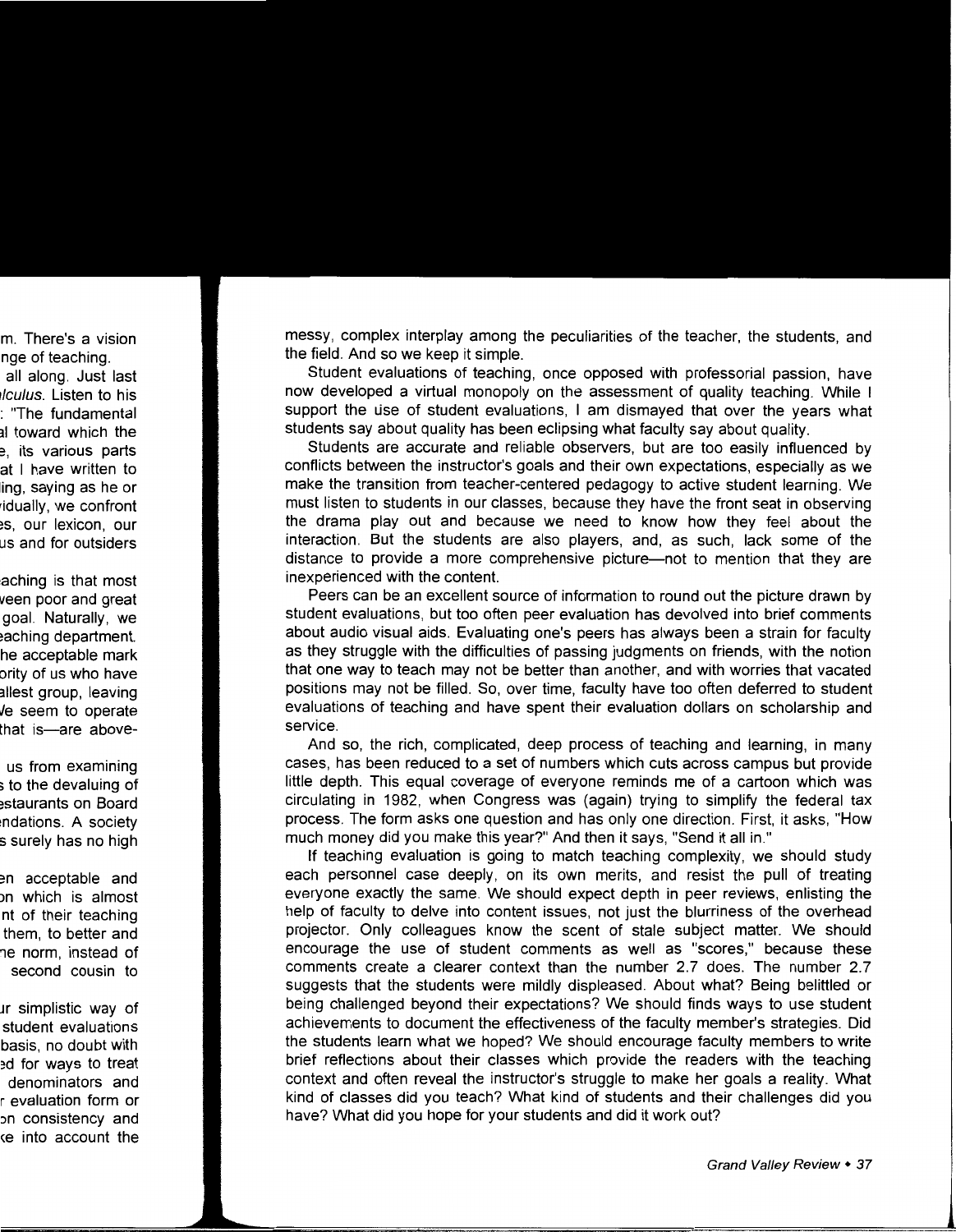messy, complex interplay among the peculiarities of the teacher, the students, and the field. And so we keep it simple.

Student evaluations of teaching, once opposed with professorial passion, have now developed a virtual monopoly on the assessment of quality teaching. While I support the use of student evaluations, I am dismayed that over the years what students say about quality has been eclipsing what faculty say about quality.

Students are accurate and reliable observers, but are too easily influenced by conflicts between the instructor's goals and their own expectations, especially as we make the transition from teacher-centered pedagogy to active student learning. We must listen to students in our classes, because they have the front seat in observing the drama play out and because we need to know how they feel about the interaction. But the students are also players, and, as such, lack some of the distance to provide a more comprehensive picture—not to mention that they are inexperienced with the content.

Peers can be an excellent source of information to round out the picture drawn by student evaluations, but too often peer evaluation has devolved into brief comments about audio visual aids. Evaluating one's peers has always been a strain for faculty as they struggle with the difficulties of passing judgments on friends, with the notion that one way to teach may not be better than another, and with worries that vacated positions may not be filled. So, over time, faculty have too often deferred to student evaluations of teaching and have spent their evaluation dollars on scholarship and service.

And so, the rich, complicated, deep process of teaching and learning, in many cases, has been reduced to a set of numbers which cuts across campus but provide little depth. This equal coverage of everyone reminds me of a cartoon which was circulating in 1982, when Congress was (again) trying to simplify the federal tax process. The form asks one question and has only one direction. First, it asks, "How much money did you make this year?" And then it says, "Send it all in."

If teaching evaluation is going to match teaching complexity, we should study each personnel case deeply, on its own merits, and resist the pull of treating everyone exactly the same. We should expect depth in peer reviews, enlisting the help of faculty to delve into content issues, not just the blurriness of the overhead projector. Only colleagues know the scent of stale subject matter. We should encourage the use of student comments as well as "scores," because these comments create a clearer context than the number 2.7 does. The number 2.7 suggests that the students were mildly displeased. About what? Being belittled or being challenged beyond their expectations? We should finds ways to use student achievements to document the effectiveness of the faculty member's strategies. Did the students learn what we hoped? We should encourage faculty members to write brief reflections about their classes which provide the readers with the teaching context and often reveal the instructor's struggle to make her goals a reality. What kind of classes did you teach? What kind of students and their challenges did you have? What did you hope for your students and did it work out?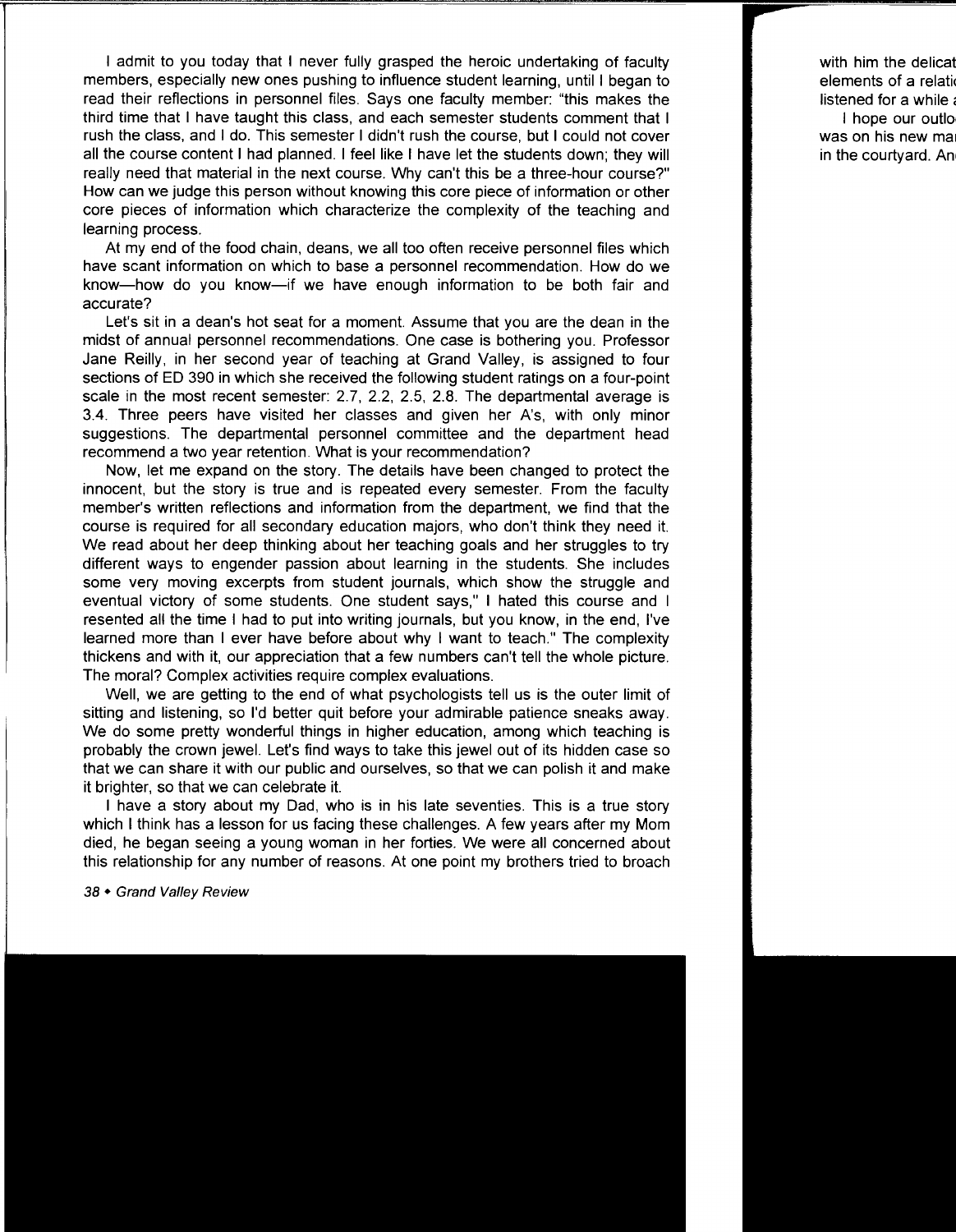I admit to you today that I never fully grasped the heroic undertaking of faculty members, especially new ones pushing to influence student learning, until I began to read their reflections in personnel files. Says one faculty member: "this makes the third time that I have taught this class, and each semester students comment that I rush the class, and I do. This semester I didn't rush the course, but I could not cover all the course content I had planned. I feel like I have let the students down; they will really need that material in the next course. Why can't this be a three-hour course?" How can we judge this person without knowing this core piece of information or other core pieces of information which characterize the complexity of the teaching and learning process.

At my end of the food chain, deans, we all too often receive personnel files which have scant information on which to base a personnel recommendation. How do we know—how do you know—if we have enough information to be both fair and accurate?

Let's sit in a dean's hot seat for a moment. Assume that you are the dean in the midst of annual personnel recommendations. One case is bothering you. Professor Jane Reilly, in her second year of teaching at Grand Valley, is assigned to four sections of ED 390 in which she received the following student ratings on a four-point scale in the most recent semester: 2.7, 2.2, 2.5, 2.8. The departmental average is 3.4. Three peers have visited her classes and given her A's, with only minor suggestions. The departmental personnel committee and the department head recommend a two year retention. What is your recommendation?

Now, let me expand on the story. The details have been changed to protect the innocent, but the story is true and is repeated every semester. From the faculty member's written reflections and information from the department, we find that the course is required for all secondary education majors, who don't think they need it. We read about her deep thinking about her teaching goals and her struggles to try different ways to engender passion about learning in the students. She includes some very moving excerpts from student journals, which show the struggle and eventual victory of some students. One student says," I hated this course and I resented all the time I had to put into writing journals, but you know, in the end, I've learned more than I ever have before about why I want to teach." The complexity thickens and with it, our appreciation that a few numbers can't tell the whole picture. The moral? Complex activities require complex evaluations.

Well, we are getting to the end of what psychologists tell us is the outer limit of sitting and listening, so I'd better quit before your admirable patience sneaks away. We do some pretty wonderful things in higher education, among which teaching is probably the crown jewel. Let's find ways to take this jewel out of its hidden case so that we can share it with our public and ourselves, so that we can polish it and make it brighter, so that we can celebrate it.

I have a story about my Dad, who is in his late seventies. This is a true story which I think has a lesson for us facing these challenges. A few years after my Mom died, he began seeing a young woman in her forties. We were all concerned about this relationship for any number of reasons. At one point my brothers tried to broach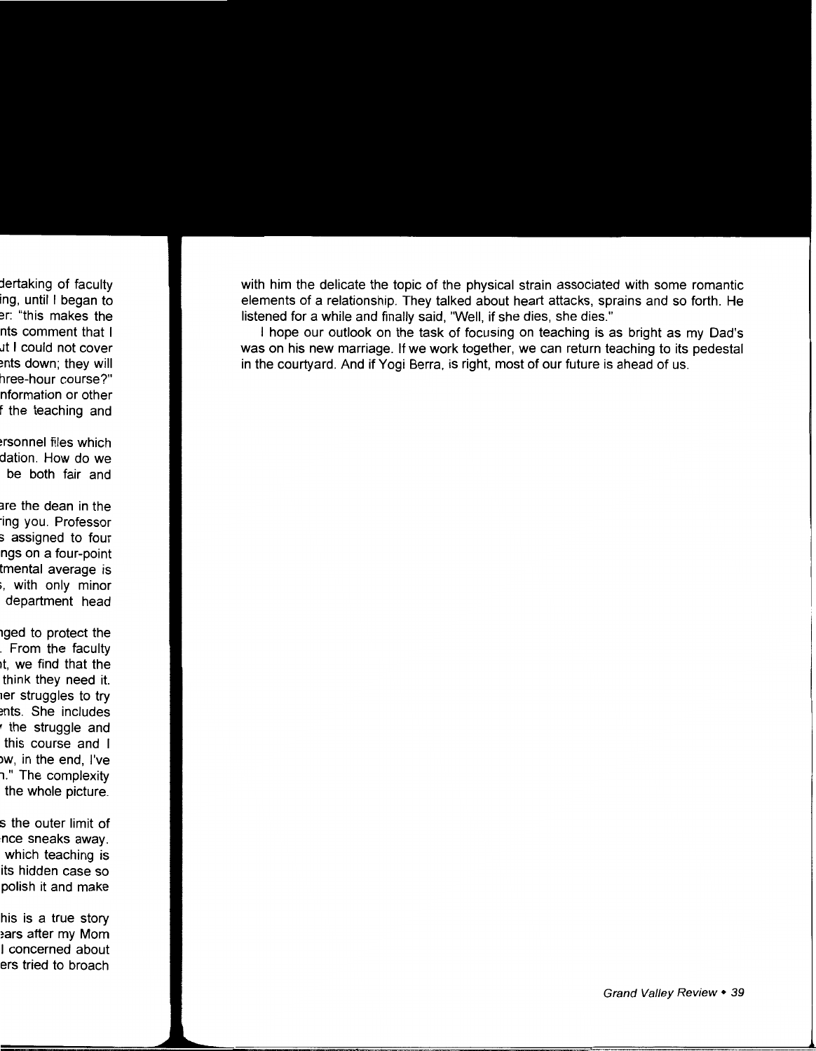with him the delicate the topic of the physical strain associated with some romantic elements of a relationship. They talked about heart attacks, sprains and so forth. He listened for a while and finally said, "Well, if she dies, she dies."

I hope our outlook on the task of focusing on teaching is as bright as my Dad's was on his new marriage. If we work together, we can return teaching to its pedestal in the courtyard. And if Yogi Berra, is right, most of our future is ahead of us.